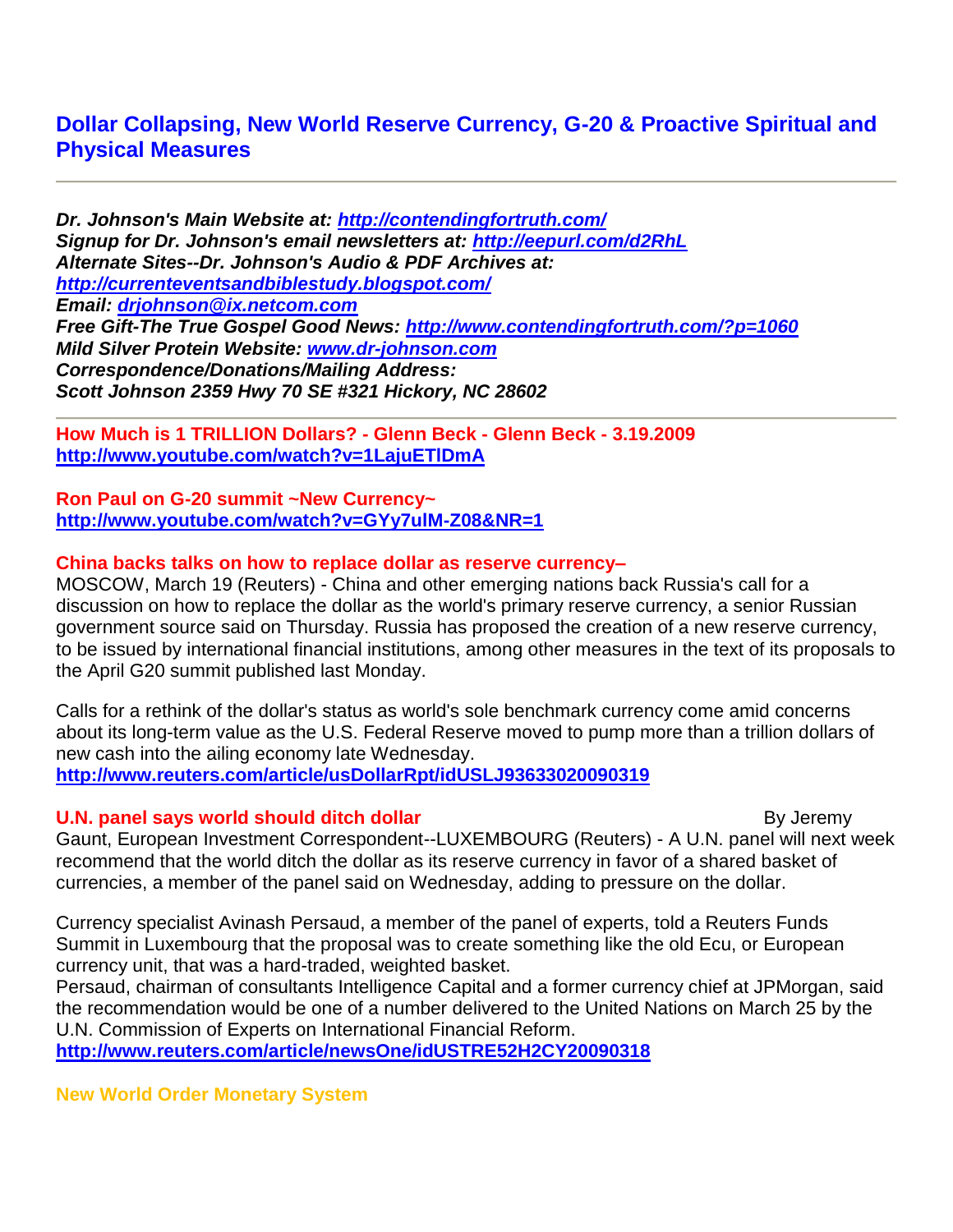## Dollar Collapsing, New World Reserve Currency, G-20 & Proactive Spiritual and Physical Measures

---

***Dr. Johnson's Main Website at: http://contendingfortruth.com/***
***Signup for Dr. Johnson's email newsletters at: http://eepurl.com/d2RhL***
***Alternate Sites--Dr. Johnson's Audio & PDF Archives at: http://currenteventsandbiblestudy.blogspot.com/***
***Email: drjohnson@ix.netcom.com***
***Free Gift-The True Gospel Good News: http://www.contendingfortruth.com/?p=1060***
***Mild Silver Protein Website: www.dr-johnson.com***
***Correspondence/Donations/Mailing Address:***
***Scott Johnson 2359 Hwy 70 SE #321 Hickory, NC 28602***

---

**How Much is 1 TRILLION Dollars? - Glenn Beck - Glenn Beck - 3.19.2009**
**http://www.youtube.com/watch?v=1LajuETlDmA**

**Ron Paul on G-20 summit ~New Currency~**
**http://www.youtube.com/watch?v=GYy7ulM-Z08&NR=1**

**China backs talks on how to replace dollar as reserve currency–**
MOSCOW, March 19 (Reuters) - China and other emerging nations back Russia's call for a discussion on how to replace the dollar as the world's primary reserve currency, a senior Russian government source said on Thursday. Russia has proposed the creation of a new reserve currency, to be issued by international financial institutions, among other measures in the text of its proposals to the April G20 summit published last Monday.

Calls for a rethink of the dollar's status as world's sole benchmark currency come amid concerns about its long-term value as the U.S. Federal Reserve moved to pump more than a trillion dollars of new cash into the ailing economy late Wednesday.
**http://www.reuters.com/article/usDollarRpt/idUSLJ93633020090319**

**U.N. panel says world should ditch dollar** By Jeremy Gaunt, European Investment Correspondent--LUXEMBOURG (Reuters) - A U.N. panel will next week recommend that the world ditch the dollar as its reserve currency in favor of a shared basket of currencies, a member of the panel said on Wednesday, adding to pressure on the dollar.

Currency specialist Avinash Persaud, a member of the panel of experts, told a Reuters Funds Summit in Luxembourg that the proposal was to create something like the old Ecu, or European currency unit, that was a hard-traded, weighted basket.
Persaud, chairman of consultants Intelligence Capital and a former currency chief at JPMorgan, said the recommendation would be one of a number delivered to the United Nations on March 25 by the U.N. Commission of Experts on International Financial Reform.
**http://www.reuters.com/article/newsOne/idUSTRE52H2CY20090318**

**New World Order Monetary System**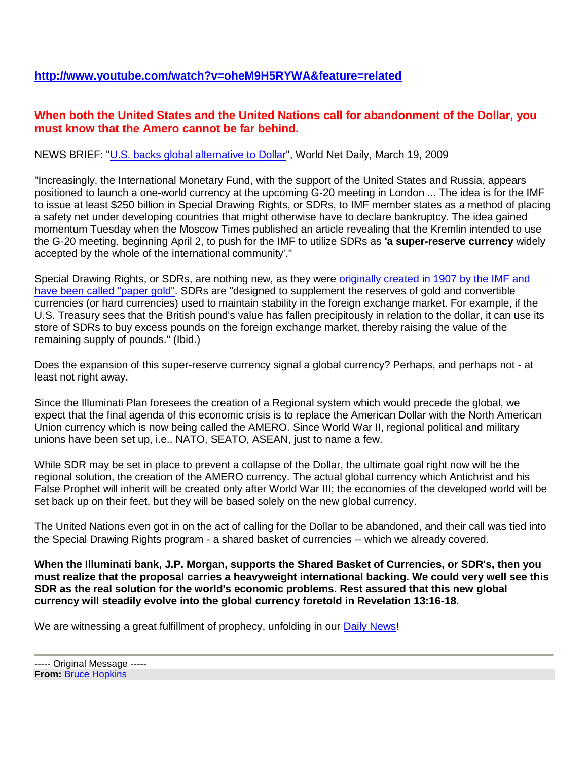http://www.youtube.com/watch?v=oheM9H5RYWA&feature=related

**When both the United States and the United Nations call for abandonment of the Dollar, you must know that the Amero cannot be far behind.**

NEWS BRIEF: "U.S. backs global alternative to Dollar", World Net Daily, March 19, 2009

"Increasingly, the International Monetary Fund, with the support of the United States and Russia, appears positioned to launch a one-world currency at the upcoming G-20 meeting in London ... The idea is for the IMF to issue at least $250 billion in Special Drawing Rights, or SDRs, to IMF member states as a method of placing a safety net under developing countries that might otherwise have to declare bankruptcy. The idea gained momentum Tuesday when the Moscow Times published an article revealing that the Kremlin intended to use the G-20 meeting, beginning April 2, to push for the IMF to utilize SDRs as **'a super-reserve currency** widely accepted by the whole of the international community'."

Special Drawing Rights, or SDRs, are nothing new, as they were originally created in 1907 by the IMF and have been called "paper gold". SDRs are "designed to supplement the reserves of gold and convertible currencies (or hard currencies) used to maintain stability in the foreign exchange market. For example, if the U.S. Treasury sees that the British pound's value has fallen precipitously in relation to the dollar, it can use its store of SDRs to buy excess pounds on the foreign exchange market, thereby raising the value of the remaining supply of pounds." (Ibid.)

Does the expansion of this super-reserve currency signal a global currency? Perhaps, and perhaps not - at least not right away.

Since the Illuminati Plan foresees the creation of a Regional system which would precede the global, we expect that the final agenda of this economic crisis is to replace the American Dollar with the North American Union currency which is now being called the AMERO. Since World War II, regional political and military unions have been set up, i.e., NATO, SEATO, ASEAN, just to name a few.

While SDR may be set in place to prevent a collapse of the Dollar, the ultimate goal right now will be the regional solution, the creation of the AMERO currency. The actual global currency which Antichrist and his False Prophet will inherit will be created only after World War III; the economies of the developed world will be set back up on their feet, but they will be based solely on the new global currency.

The United Nations even got in on the act of calling for the Dollar to be abandoned, and their call was tied into the Special Drawing Rights program - a shared basket of currencies -- which we already covered.

**When the Illuminati bank, J.P. Morgan, supports the Shared Basket of Currencies, or SDR's, then you must realize that the proposal carries a heavyweight international backing. We could very well see this SDR as the real solution for the world's economic problems. Rest assured that this new global currency will steadily evolve into the global currency foretold in Revelation 13:16-18.**

We are witnessing a great fulfillment of prophecy, unfolding in our Daily News!

----- Original Message -----
**From:** Bruce Hopkins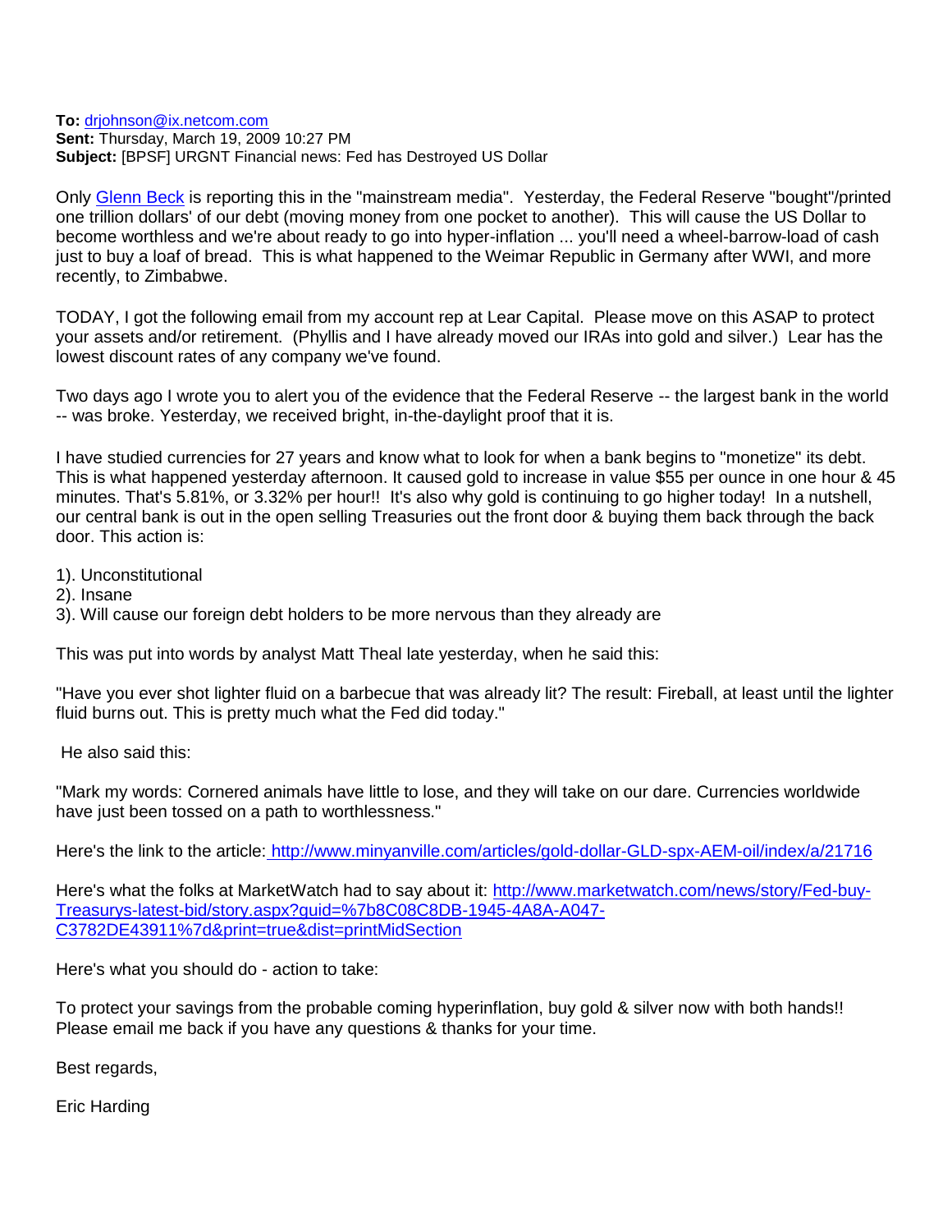**To:** drjohnson@ix.netcom.com
**Sent:** Thursday, March 19, 2009 10:27 PM
**Subject:** [BPSF] URGNT Financial news: Fed has Destroyed US Dollar

Only Glenn Beck is reporting this in the "mainstream media". Yesterday, the Federal Reserve "bought"/printed one trillion dollars' of our debt (moving money from one pocket to another). This will cause the US Dollar to become worthless and we're about ready to go into hyper-inflation ... you'll need a wheel-barrow-load of cash just to buy a loaf of bread. This is what happened to the Weimar Republic in Germany after WWI, and more recently, to Zimbabwe.

TODAY, I got the following email from my account rep at Lear Capital. Please move on this ASAP to protect your assets and/or retirement. (Phyllis and I have already moved our IRAs into gold and silver.) Lear has the lowest discount rates of any company we've found.

Two days ago I wrote you to alert you of the evidence that the Federal Reserve -- the largest bank in the world -- was broke. Yesterday, we received bright, in-the-daylight proof that it is.

I have studied currencies for 27 years and know what to look for when a bank begins to "monetize" its debt. This is what happened yesterday afternoon. It caused gold to increase in value $55 per ounce in one hour & 45 minutes. That's 5.81%, or 3.32% per hour!! It's also why gold is continuing to go higher today! In a nutshell, our central bank is out in the open selling Treasuries out the front door & buying them back through the back door. This action is:

1). Unconstitutional
2). Insane
3). Will cause our foreign debt holders to be more nervous than they already are

This was put into words by analyst Matt Theal late yesterday, when he said this:

"Have you ever shot lighter fluid on a barbecue that was already lit? The result: Fireball, at least until the lighter fluid burns out. This is pretty much what the Fed did today."

He also said this:

"Mark my words: Cornered animals have little to lose, and they will take on our dare. Currencies worldwide have just been tossed on a path to worthlessness."

Here's the link to the article: http://www.minyanville.com/articles/gold-dollar-GLD-spx-AEM-oil/index/a/21716

Here's what the folks at MarketWatch had to say about it: http://www.marketwatch.com/news/story/Fed-buy-Treasurys-latest-bid/story.aspx?guid=%7b8C08C8DB-1945-4A8A-A047-C3782DE43911%7d&print=true&dist=printMidSection

Here's what you should do - action to take:

To protect your savings from the probable coming hyperinflation, buy gold & silver now with both hands!! Please email me back if you have any questions & thanks for your time.

Best regards,

Eric Harding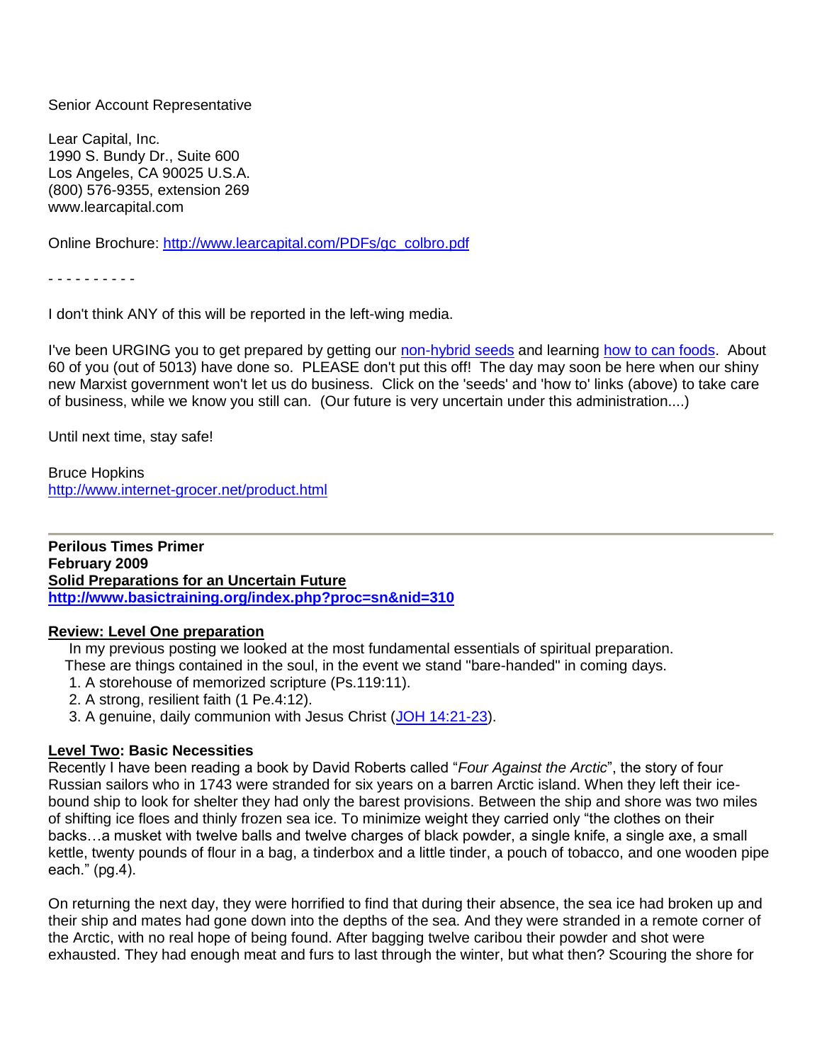Senior Account Representative

Lear Capital, Inc.
1990 S. Bundy Dr., Suite 600
Los Angeles, CA 90025 U.S.A.
(800) 576-9355, extension 269
www.learcapital.com

Online Brochure: [http://www.learcapital.com/PDFs/gc_colbro.pdf](http://www.learcapital.com/PDFs/gc_colbro.pdf)

- - - - - - - - - -

I don't think ANY of this will be reported in the left-wing media.

I've been URGING you to get prepared by getting our non-hybrid seeds and learning how to can foods. About 60 of you (out of 5013) have done so. PLEASE don't put this off! The day may soon be here when our shiny new Marxist government won't let us do business. Click on the 'seeds' and 'how to' links (above) to take care of business, while we know you still can. (Our future is very uncertain under this administration....)

Until next time, stay safe!

Bruce Hopkins
[http://www.internet-grocer.net/product.html](http://www.internet-grocer.net/product.html)

---

**Perilous Times Primer**
**February 2009**
**Solid Preparations for an Uncertain Future**
**[http://www.basictraining.org/index.php?proc=sn&nid=310](http://www.basictraining.org/index.php?proc=sn&nid=310)**

**Review: Level One preparation**

In my previous posting we looked at the most fundamental essentials of spiritual preparation. These are things contained in the soul, in the event we stand "bare-handed" in coming days.

1. A storehouse of memorized scripture (Ps.119:11).
2. A strong, resilient faith (1 Pe.4:12).
3. A genuine, daily communion with Jesus Christ (JOH 14:21-23).

**Level Two: Basic Necessities**

Recently I have been reading a book by David Roberts called "*Four Against the Arctic*", the story of four Russian sailors who in 1743 were stranded for six years on a barren Arctic island. When they left their ice-bound ship to look for shelter they had only the barest provisions. Between the ship and shore was two miles of shifting ice floes and thinly frozen sea ice. To minimize weight they carried only "the clothes on their backs…a musket with twelve balls and twelve charges of black powder, a single knife, a single axe, a small kettle, twenty pounds of flour in a bag, a tinderbox and a little tinder, a pouch of tobacco, and one wooden pipe each." (pg.4).

On returning the next day, they were horrified to find that during their absence, the sea ice had broken up and their ship and mates had gone down into the depths of the sea. And they were stranded in a remote corner of the Arctic, with no real hope of being found. After bagging twelve caribou their powder and shot were exhausted. They had enough meat and furs to last through the winter, but what then? Scouring the shore for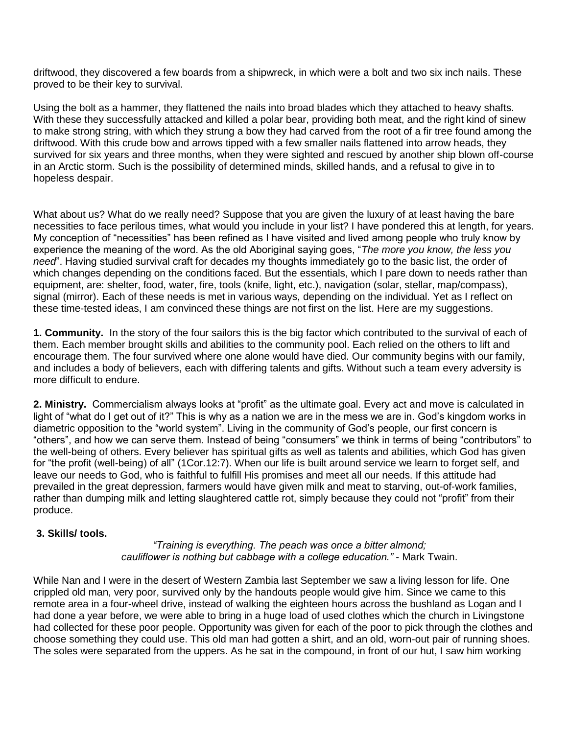driftwood, they discovered a few boards from a shipwreck, in which were a bolt and two six inch nails. These proved to be their key to survival.

Using the bolt as a hammer, they flattened the nails into broad blades which they attached to heavy shafts. With these they successfully attacked and killed a polar bear, providing both meat, and the right kind of sinew to make strong string, with which they strung a bow they had carved from the root of a fir tree found among the driftwood. With this crude bow and arrows tipped with a few smaller nails flattened into arrow heads, they survived for six years and three months, when they were sighted and rescued by another ship blown off-course in an Arctic storm. Such is the possibility of determined minds, skilled hands, and a refusal to give in to hopeless despair.

What about us? What do we really need? Suppose that you are given the luxury of at least having the bare necessities to face perilous times, what would you include in your list? I have pondered this at length, for years. My conception of "necessities" has been refined as I have visited and lived among people who truly know by experience the meaning of the word. As the old Aboriginal saying goes, "*The more you know, the less you need*". Having studied survival craft for decades my thoughts immediately go to the basic list, the order of which changes depending on the conditions faced. But the essentials, which I pare down to needs rather than equipment, are: shelter, food, water, fire, tools (knife, light, etc.), navigation (solar, stellar, map/compass), signal (mirror). Each of these needs is met in various ways, depending on the individual. Yet as I reflect on these time-tested ideas, I am convinced these things are not first on the list. Here are my suggestions.

**1. Community.** In the story of the four sailors this is the big factor which contributed to the survival of each of them. Each member brought skills and abilities to the community pool. Each relied on the others to lift and encourage them. The four survived where one alone would have died. Our community begins with our family, and includes a body of believers, each with differing talents and gifts. Without such a team every adversity is more difficult to endure.

**2. Ministry.** Commercialism always looks at "profit" as the ultimate goal. Every act and move is calculated in light of "what do I get out of it?" This is why as a nation we are in the mess we are in. God's kingdom works in diametric opposition to the "world system". Living in the community of God's people, our first concern is "others", and how we can serve them. Instead of being "consumers" we think in terms of being "contributors" to the well-being of others. Every believer has spiritual gifts as well as talents and abilities, which God has given for "the profit (well-being) of all" (1Cor.12:7). When our life is built around service we learn to forget self, and leave our needs to God, who is faithful to fulfill His promises and meet all our needs. If this attitude had prevailed in the great depression, farmers would have given milk and meat to starving, out-of-work families, rather than dumping milk and letting slaughtered cattle rot, simply because they could not "profit" from their produce.

**3. Skills/ tools.**

*"Training is everything. The peach was once a bitter almond; cauliflower is nothing but cabbage with a college education."* - Mark Twain.

While Nan and I were in the desert of Western Zambia last September we saw a living lesson for life. One crippled old man, very poor, survived only by the handouts people would give him. Since we came to this remote area in a four-wheel drive, instead of walking the eighteen hours across the bushland as Logan and I had done a year before, we were able to bring in a huge load of used clothes which the church in Livingstone had collected for these poor people. Opportunity was given for each of the poor to pick through the clothes and choose something they could use. This old man had gotten a shirt, and an old, worn-out pair of running shoes. The soles were separated from the uppers. As he sat in the compound, in front of our hut, I saw him working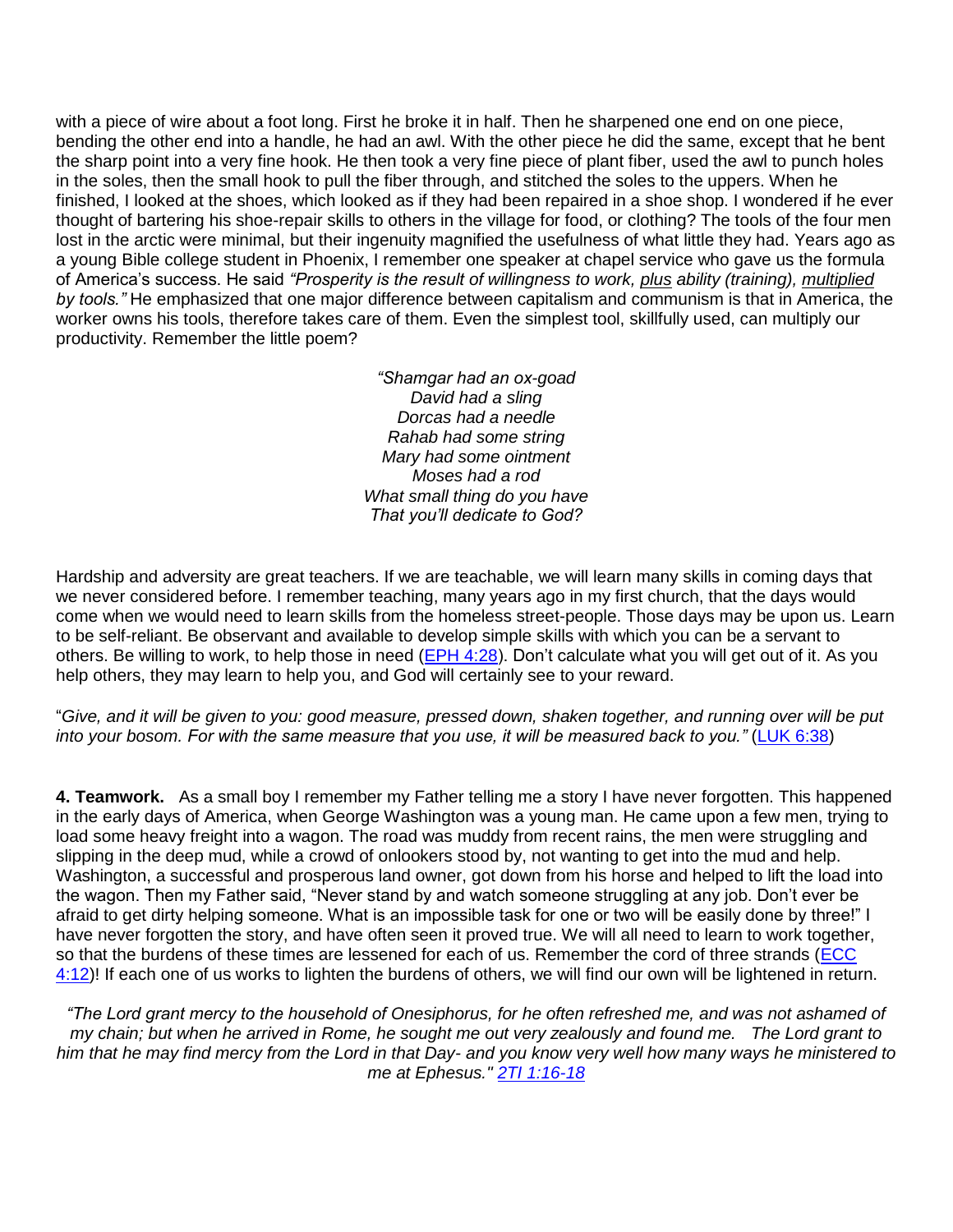with a piece of wire about a foot long. First he broke it in half. Then he sharpened one end on one piece, bending the other end into a handle, he had an awl. With the other piece he did the same, except that he bent the sharp point into a very fine hook. He then took a very fine piece of plant fiber, used the awl to punch holes in the soles, then the small hook to pull the fiber through, and stitched the soles to the uppers. When he finished, I looked at the shoes, which looked as if they had been repaired in a shoe shop. I wondered if he ever thought of bartering his shoe-repair skills to others in the village for food, or clothing? The tools of the four men lost in the arctic were minimal, but their ingenuity magnified the usefulness of what little they had. Years ago as a young Bible college student in Phoenix, I remember one speaker at chapel service who gave us the formula of America's success. He said *"Prosperity is the result of willingness to work, plus ability (training), multiplied by tools."* He emphasized that one major difference between capitalism and communism is that in America, the worker owns his tools, therefore takes care of them. Even the simplest tool, skillfully used, can multiply our productivity. Remember the little poem?

*"Shamgar had an ox-goad*
*David had a sling*
*Dorcas had a needle*
*Rahab had some string*
*Mary had some ointment*
*Moses had a rod*
*What small thing do you have*
*That you'll dedicate to God?*

Hardship and adversity are great teachers. If we are teachable, we will learn many skills in coming days that we never considered before. I remember teaching, many years ago in my first church, that the days would come when we would need to learn skills from the homeless street-people. Those days may be upon us. Learn to be self-reliant. Be observant and available to develop simple skills with which you can be a servant to others. Be willing to work, to help those in need (EPH 4:28). Don't calculate what you will get out of it. As you help others, they may learn to help you, and God will certainly see to your reward.

"*Give, and it will be given to you: good measure, pressed down, shaken together, and running over will be put into your bosom. For with the same measure that you use, it will be measured back to you."* (LUK 6:38)

**4. Teamwork.** As a small boy I remember my Father telling me a story I have never forgotten. This happened in the early days of America, when George Washington was a young man. He came upon a few men, trying to load some heavy freight into a wagon. The road was muddy from recent rains, the men were struggling and slipping in the deep mud, while a crowd of onlookers stood by, not wanting to get into the mud and help. Washington, a successful and prosperous land owner, got down from his horse and helped to lift the load into the wagon. Then my Father said, "Never stand by and watch someone struggling at any job. Don't ever be afraid to get dirty helping someone. What is an impossible task for one or two will be easily done by three!" I have never forgotten the story, and have often seen it proved true. We will all need to learn to work together, so that the burdens of these times are lessened for each of us. Remember the cord of three strands (ECC 4:12)! If each one of us works to lighten the burdens of others, we will find our own will be lightened in return.

*"The Lord grant mercy to the household of Onesiphorus, for he often refreshed me, and was not ashamed of my chain; but when he arrived in Rome, he sought me out very zealously and found me. The Lord grant to him that he may find mercy from the Lord in that Day- and you know very well how many ways he ministered to me at Ephesus." 2TI 1:16-18*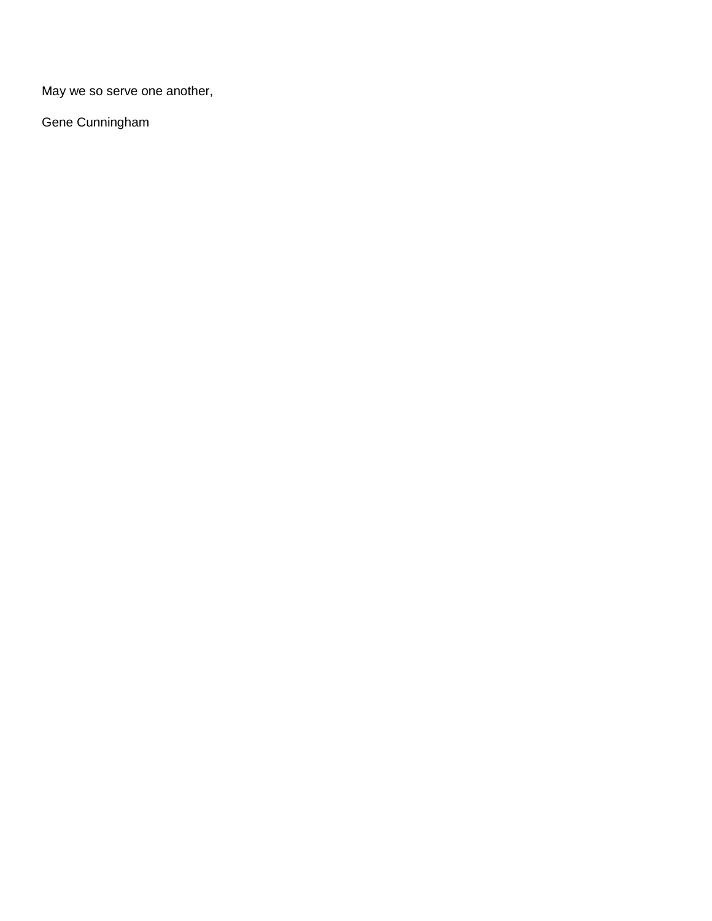May we so serve one another,

Gene Cunningham